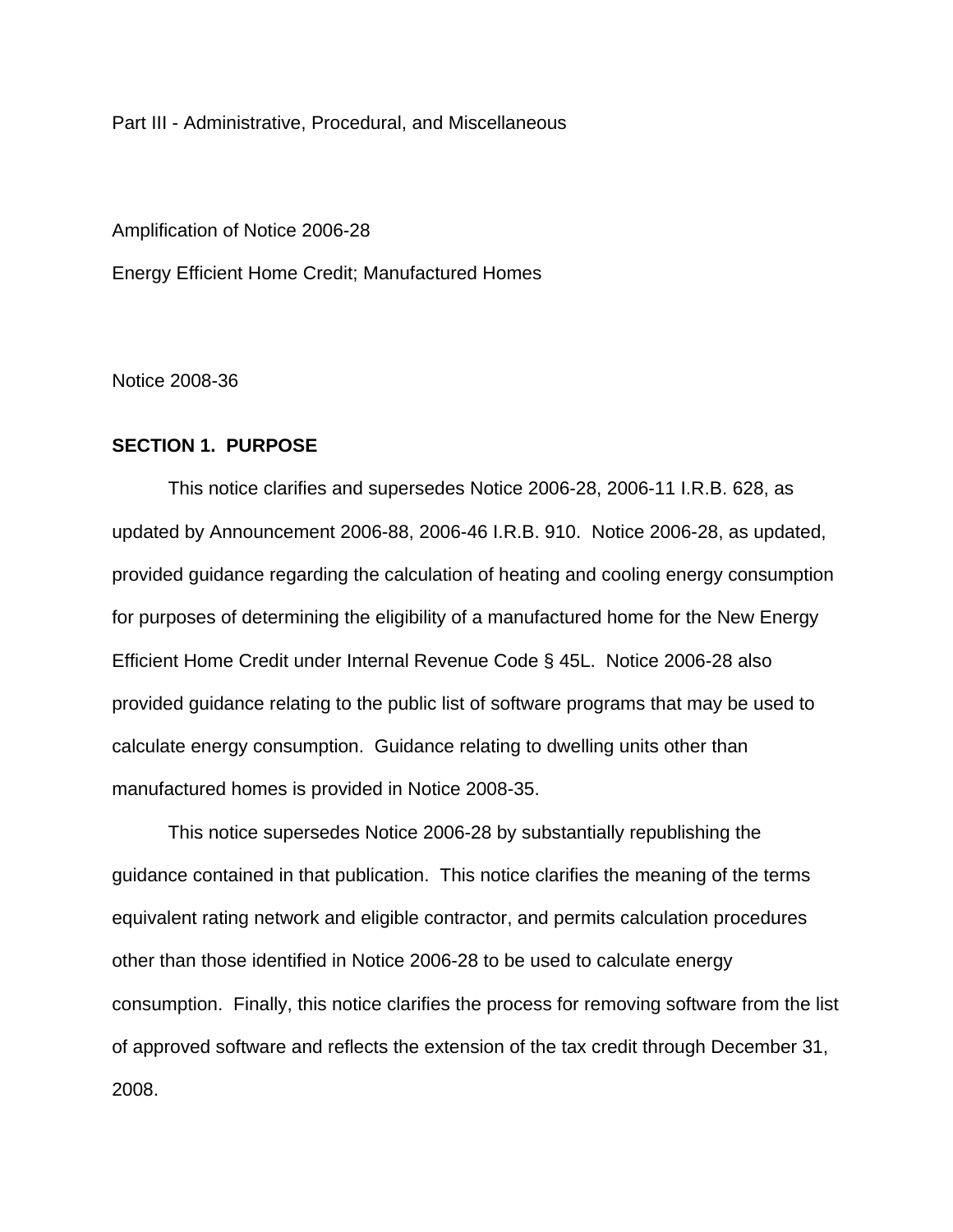Part III - Administrative, Procedural, and Miscellaneous

Amplification of Notice 2006-28

Energy Efficient Home Credit; Manufactured Homes

Notice 2008-36

**SECTION 1. PURPOSE**

This notice clarifies and supersedes Notice 2006-28, 2006-11 I.R.B. 628, as updated by Announcement 2006-88, 2006-46 I.R.B. 910. Notice 2006-28, as updated, provided guidance regarding the calculation of heating and cooling energy consumption for purposes of determining the eligibility of a manufactured home for the New Energy Efficient Home Credit under Internal Revenue Code § 45L. Notice 2006-28 also provided guidance relating to the public list of software programs that may be used to calculate energy consumption. Guidance relating to dwelling units other than manufactured homes is provided in Notice 2008-35.

This notice supersedes Notice 2006-28 by substantially republishing the guidance contained in that publication. This notice clarifies the meaning of the terms equivalent rating network and eligible contractor, and permits calculation procedures other than those identified in Notice 2006-28 to be used to calculate energy consumption. Finally, this notice clarifies the process for removing software from the list of approved software and reflects the extension of the tax credit through December 31, 2008.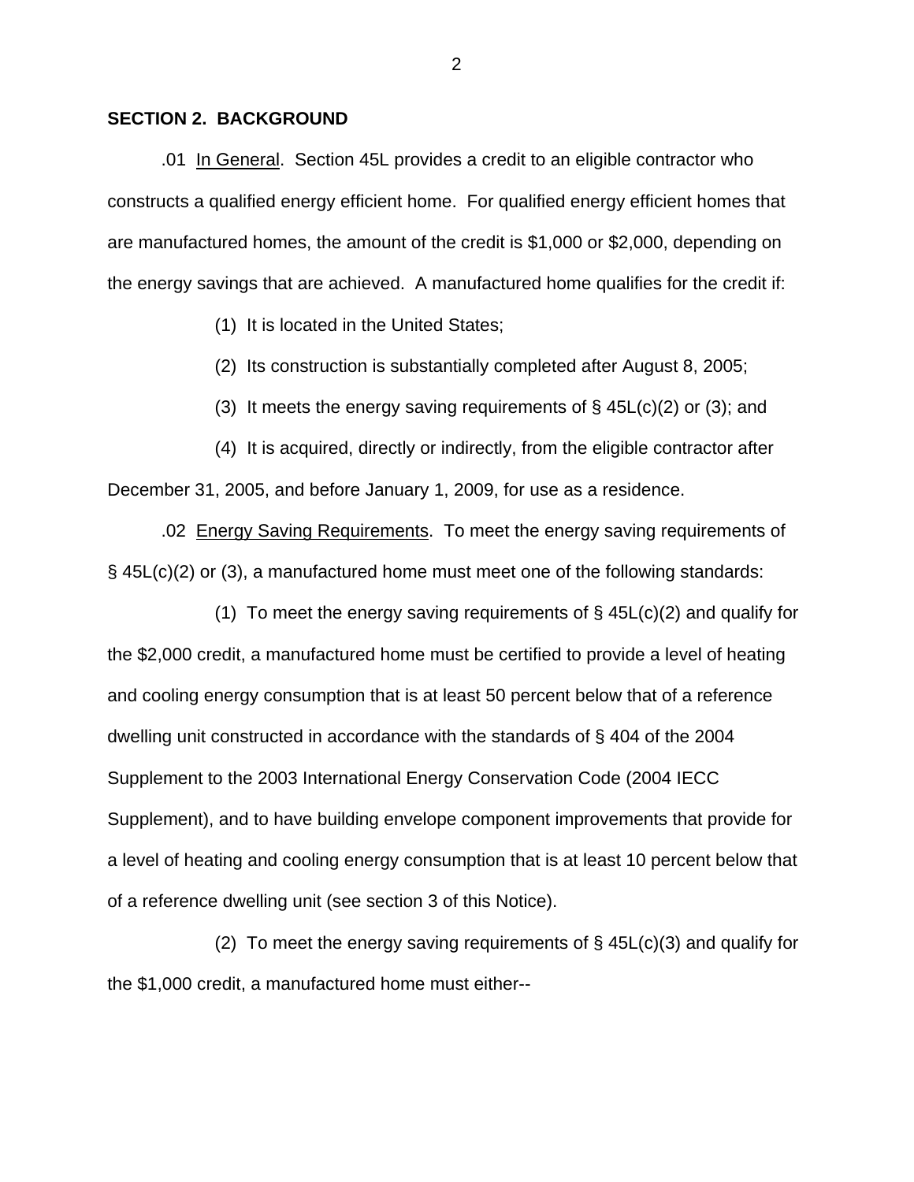## SECTION 2. BACKGROUND

.01 In General. Section 45L provides a credit to an eligible contractor who constructs a qualified energy efficient home. For qualified energy efficient homes that are manufactured homes, the amount of the credit is $1,000 or $2,000, depending on the energy savings that are achieved. A manufactured home qualifies for the credit if:

(1) It is located in the United States;

(2) Its construction is substantially completed after August 8, 2005;

(3) It meets the energy saving requirements of § 45L(c)(2) or (3); and

(4) It is acquired, directly or indirectly, from the eligible contractor after December 31, 2005, and before January 1, 2009, for use as a residence.

.02 Energy Saving Requirements. To meet the energy saving requirements of § 45L(c)(2) or (3), a manufactured home must meet one of the following standards:

(1) To meet the energy saving requirements of § 45L(c)(2) and qualify for the $2,000 credit, a manufactured home must be certified to provide a level of heating and cooling energy consumption that is at least 50 percent below that of a reference dwelling unit constructed in accordance with the standards of § 404 of the 2004 Supplement to the 2003 International Energy Conservation Code (2004 IECC Supplement), and to have building envelope component improvements that provide for a level of heating and cooling energy consumption that is at least 10 percent below that of a reference dwelling unit (see section 3 of this Notice).

(2) To meet the energy saving requirements of § 45L(c)(3) and qualify for the $1,000 credit, a manufactured home must either--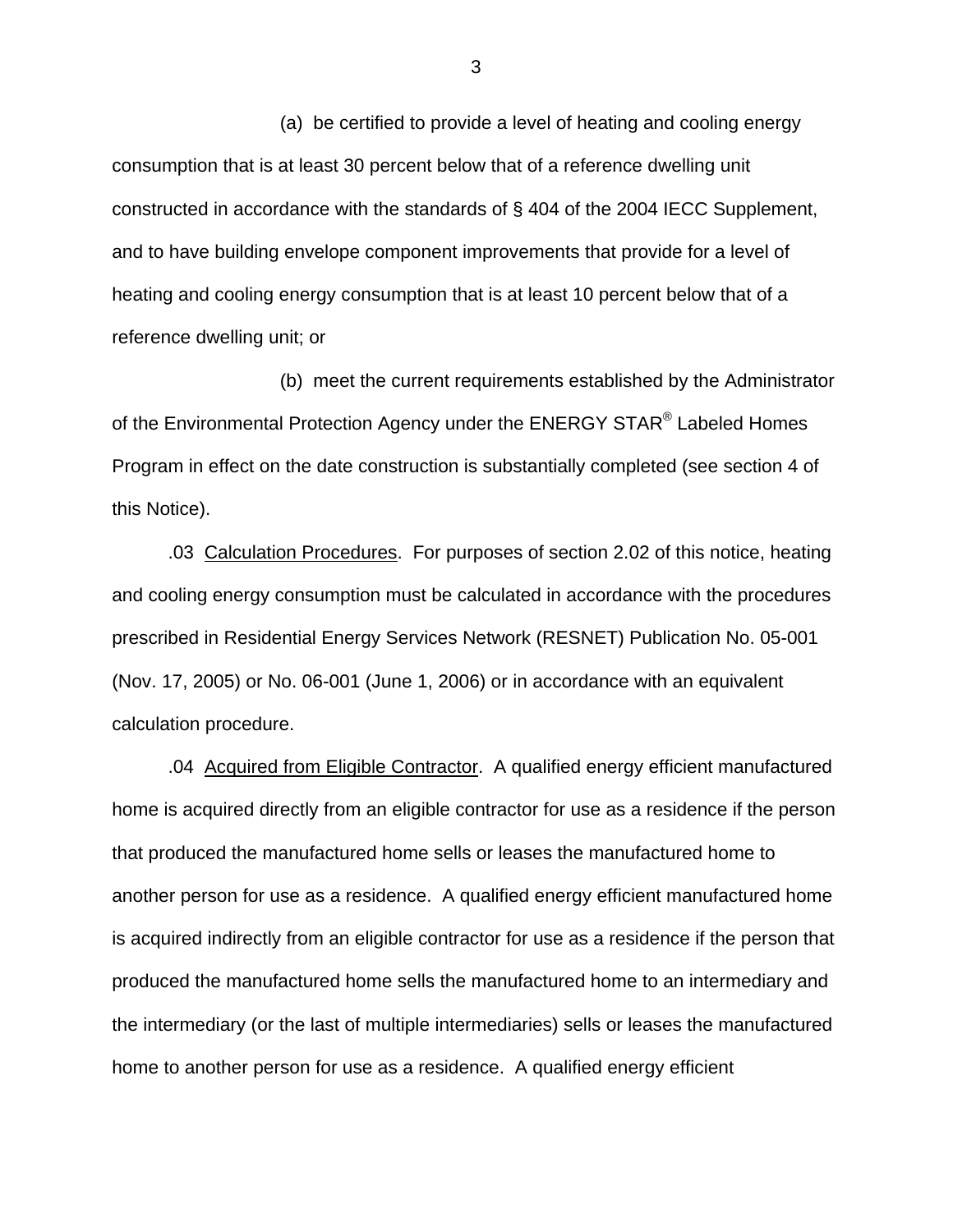(a) be certified to provide a level of heating and cooling energy consumption that is at least 30 percent below that of a reference dwelling unit constructed in accordance with the standards of § 404 of the 2004 IECC Supplement, and to have building envelope component improvements that provide for a level of heating and cooling energy consumption that is at least 10 percent below that of a reference dwelling unit; or

(b) meet the current requirements established by the Administrator of the Environmental Protection Agency under the ENERGY STAR® Labeled Homes Program in effect on the date construction is substantially completed (see section 4 of this Notice).

.03 Calculation Procedures. For purposes of section 2.02 of this notice, heating and cooling energy consumption must be calculated in accordance with the procedures prescribed in Residential Energy Services Network (RESNET) Publication No. 05-001 (Nov. 17, 2005) or No. 06-001 (June 1, 2006) or in accordance with an equivalent calculation procedure.

.04 Acquired from Eligible Contractor. A qualified energy efficient manufactured home is acquired directly from an eligible contractor for use as a residence if the person that produced the manufactured home sells or leases the manufactured home to another person for use as a residence. A qualified energy efficient manufactured home is acquired indirectly from an eligible contractor for use as a residence if the person that produced the manufactured home sells the manufactured home to an intermediary and the intermediary (or the last of multiple intermediaries) sells or leases the manufactured home to another person for use as a residence. A qualified energy efficient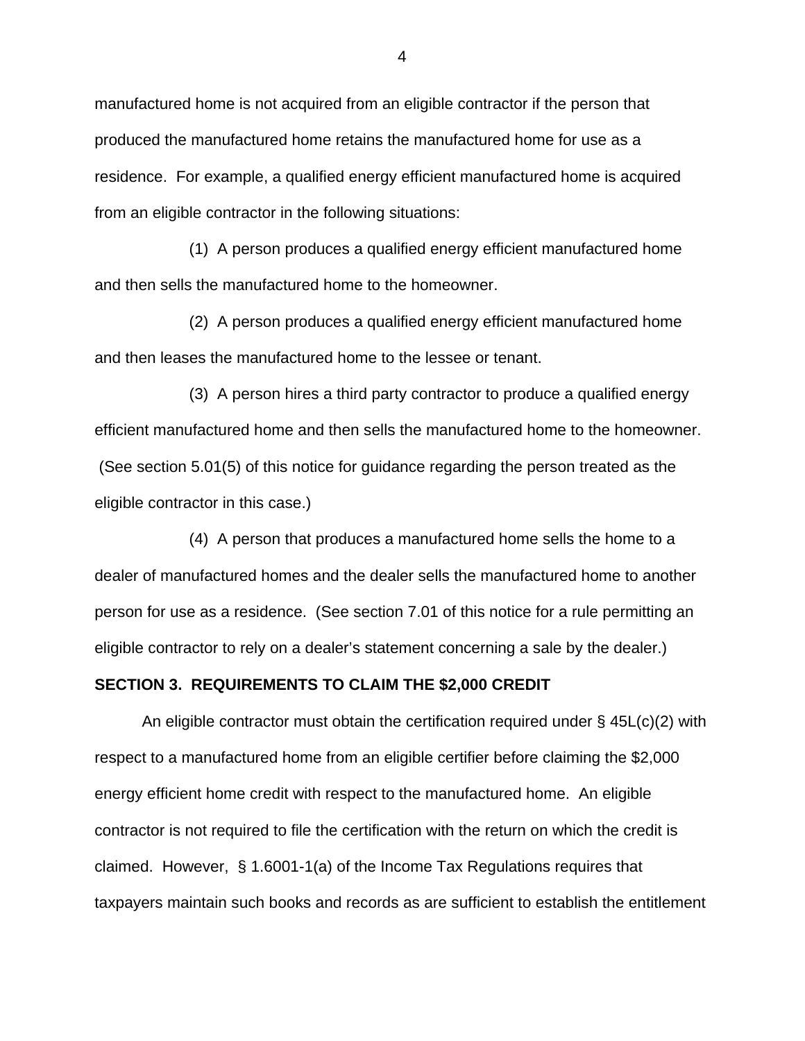manufactured home is not acquired from an eligible contractor if the person that produced the manufactured home retains the manufactured home for use as a residence. For example, a qualified energy efficient manufactured home is acquired from an eligible contractor in the following situations:

(1) A person produces a qualified energy efficient manufactured home and then sells the manufactured home to the homeowner.

(2) A person produces a qualified energy efficient manufactured home and then leases the manufactured home to the lessee or tenant.

(3) A person hires a third party contractor to produce a qualified energy efficient manufactured home and then sells the manufactured home to the homeowner. (See section 5.01(5) of this notice for guidance regarding the person treated as the eligible contractor in this case.)

(4) A person that produces a manufactured home sells the home to a dealer of manufactured homes and the dealer sells the manufactured home to another person for use as a residence. (See section 7.01 of this notice for a rule permitting an eligible contractor to rely on a dealer's statement concerning a sale by the dealer.)

**SECTION 3. REQUIREMENTS TO CLAIM THE $2,000 CREDIT**

An eligible contractor must obtain the certification required under § 45L(c)(2) with respect to a manufactured home from an eligible certifier before claiming the $2,000 energy efficient home credit with respect to the manufactured home. An eligible contractor is not required to file the certification with the return on which the credit is claimed. However, § 1.6001-1(a) of the Income Tax Regulations requires that taxpayers maintain such books and records as are sufficient to establish the entitlement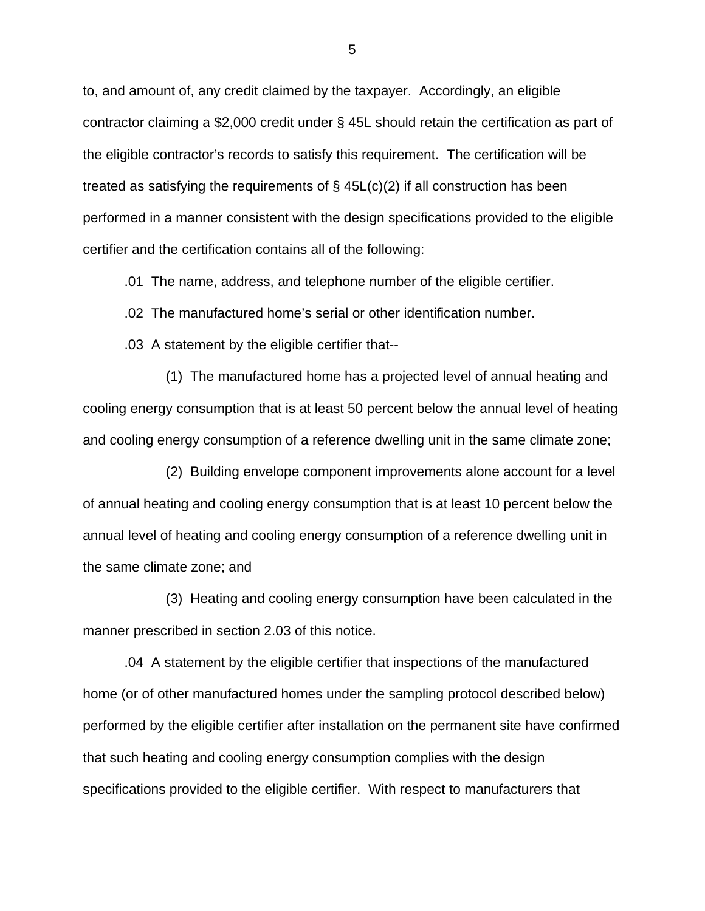to, and amount of, any credit claimed by the taxpayer. Accordingly, an eligible contractor claiming a $2,000 credit under § 45L should retain the certification as part of the eligible contractor's records to satisfy this requirement. The certification will be treated as satisfying the requirements of § 45L(c)(2) if all construction has been performed in a manner consistent with the design specifications provided to the eligible certifier and the certification contains all of the following:

.01 The name, address, and telephone number of the eligible certifier.

.02 The manufactured home's serial or other identification number.

.03 A statement by the eligible certifier that--

(1) The manufactured home has a projected level of annual heating and cooling energy consumption that is at least 50 percent below the annual level of heating and cooling energy consumption of a reference dwelling unit in the same climate zone;

(2) Building envelope component improvements alone account for a level of annual heating and cooling energy consumption that is at least 10 percent below the annual level of heating and cooling energy consumption of a reference dwelling unit in the same climate zone; and

(3) Heating and cooling energy consumption have been calculated in the manner prescribed in section 2.03 of this notice.

.04 A statement by the eligible certifier that inspections of the manufactured home (or of other manufactured homes under the sampling protocol described below) performed by the eligible certifier after installation on the permanent site have confirmed that such heating and cooling energy consumption complies with the design specifications provided to the eligible certifier. With respect to manufacturers that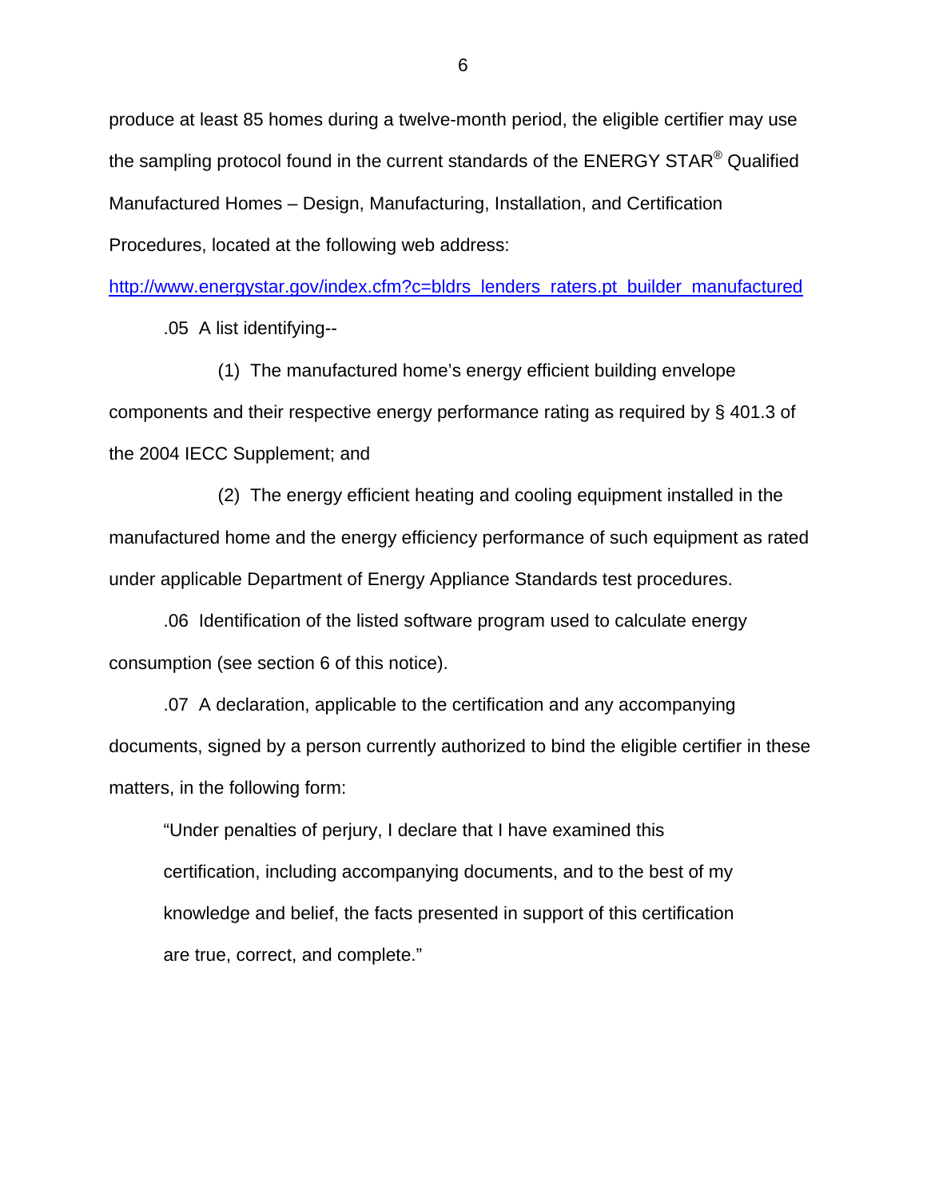produce at least 85 homes during a twelve-month period, the eligible certifier may use the sampling protocol found in the current standards of the ENERGY STAR® Qualified Manufactured Homes – Design, Manufacturing, Installation, and Certification Procedures, located at the following web address:

http://www.energystar.gov/index.cfm?c=bldrs_lenders_raters.pt_builder_manufactured

.05 A list identifying--

(1) The manufactured home's energy efficient building envelope components and their respective energy performance rating as required by § 401.3 of the 2004 IECC Supplement; and

(2) The energy efficient heating and cooling equipment installed in the manufactured home and the energy efficiency performance of such equipment as rated under applicable Department of Energy Appliance Standards test procedures.

.06 Identification of the listed software program used to calculate energy consumption (see section 6 of this notice).

.07 A declaration, applicable to the certification and any accompanying documents, signed by a person currently authorized to bind the eligible certifier in these matters, in the following form:

> "Under penalties of perjury, I declare that I have examined this certification, including accompanying documents, and to the best of my knowledge and belief, the facts presented in support of this certification are true, correct, and complete."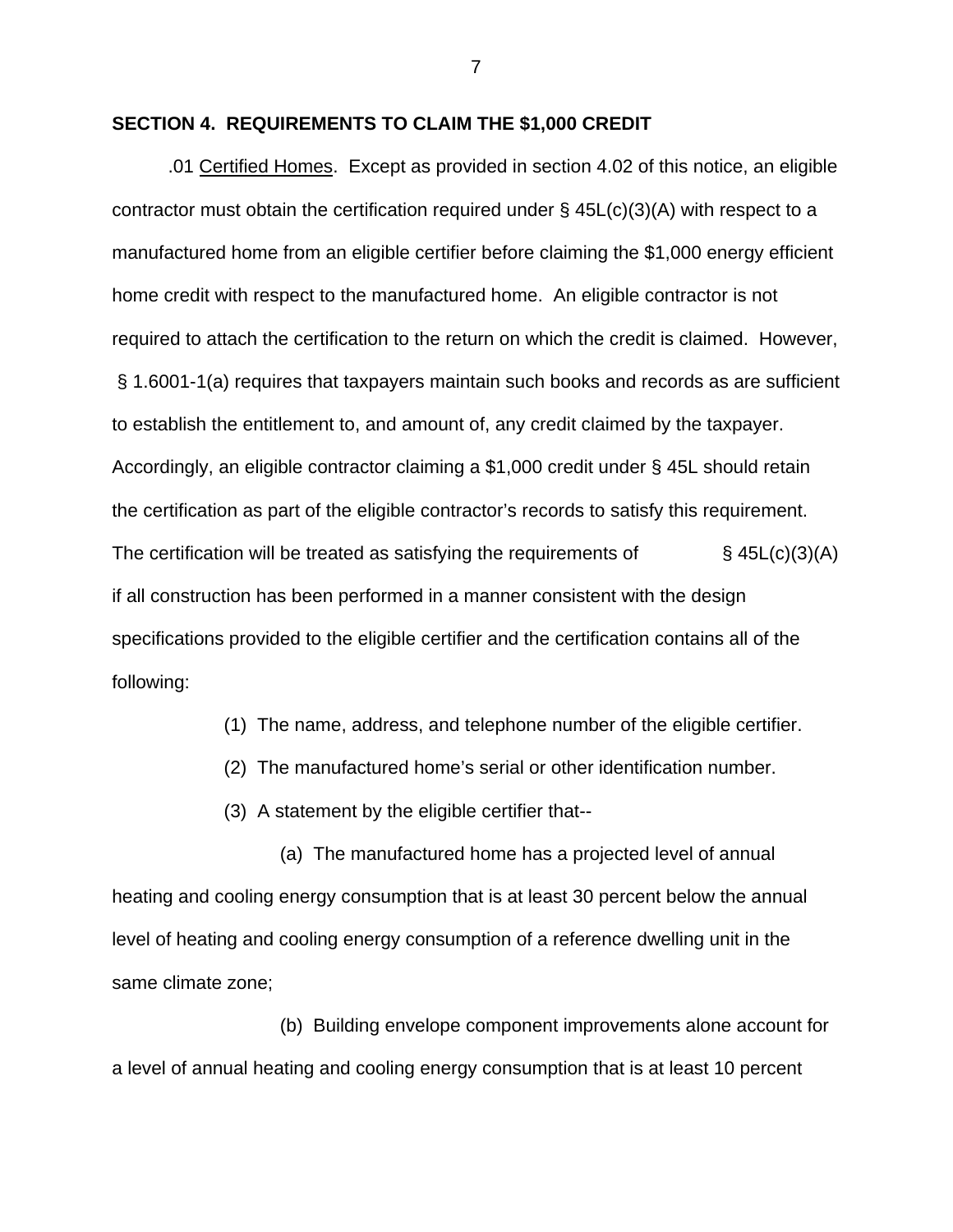**SECTION 4. REQUIREMENTS TO CLAIM THE $1,000 CREDIT**

.01 Certified Homes. Except as provided in section 4.02 of this notice, an eligible contractor must obtain the certification required under § 45L(c)(3)(A) with respect to a manufactured home from an eligible certifier before claiming the $1,000 energy efficient home credit with respect to the manufactured home. An eligible contractor is not required to attach the certification to the return on which the credit is claimed. However, § 1.6001-1(a) requires that taxpayers maintain such books and records as are sufficient to establish the entitlement to, and amount of, any credit claimed by the taxpayer. Accordingly, an eligible contractor claiming a $1,000 credit under § 45L should retain the certification as part of the eligible contractor's records to satisfy this requirement. The certification will be treated as satisfying the requirements of § 45L(c)(3)(A) if all construction has been performed in a manner consistent with the design specifications provided to the eligible certifier and the certification contains all of the following:

(1) The name, address, and telephone number of the eligible certifier.

(2) The manufactured home's serial or other identification number.

(3) A statement by the eligible certifier that--

(a) The manufactured home has a projected level of annual heating and cooling energy consumption that is at least 30 percent below the annual level of heating and cooling energy consumption of a reference dwelling unit in the same climate zone;

(b) Building envelope component improvements alone account for a level of annual heating and cooling energy consumption that is at least 10 percent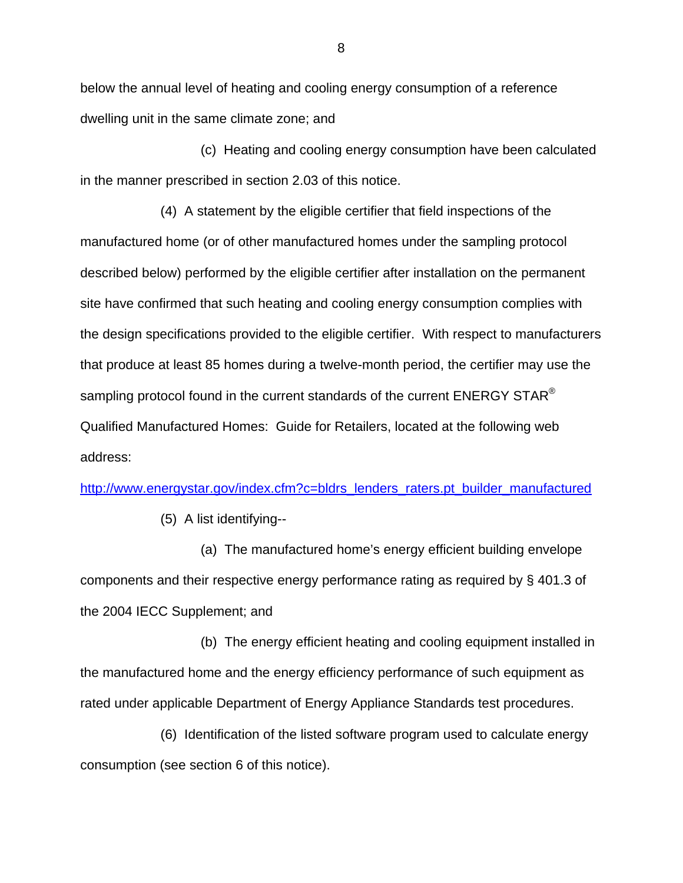below the annual level of heating and cooling energy consumption of a reference dwelling unit in the same climate zone; and

(c) Heating and cooling energy consumption have been calculated in the manner prescribed in section 2.03 of this notice.

(4) A statement by the eligible certifier that field inspections of the manufactured home (or of other manufactured homes under the sampling protocol described below) performed by the eligible certifier after installation on the permanent site have confirmed that such heating and cooling energy consumption complies with the design specifications provided to the eligible certifier. With respect to manufacturers that produce at least 85 homes during a twelve-month period, the certifier may use the sampling protocol found in the current standards of the current ENERGY STAR® Qualified Manufactured Homes: Guide for Retailers, located at the following web address:

http://www.energystar.gov/index.cfm?c=bldrs_lenders_raters.pt_builder_manufactured

(5) A list identifying--

(a) The manufactured home's energy efficient building envelope components and their respective energy performance rating as required by § 401.3 of the 2004 IECC Supplement; and

(b) The energy efficient heating and cooling equipment installed in the manufactured home and the energy efficiency performance of such equipment as rated under applicable Department of Energy Appliance Standards test procedures.

(6) Identification of the listed software program used to calculate energy consumption (see section 6 of this notice).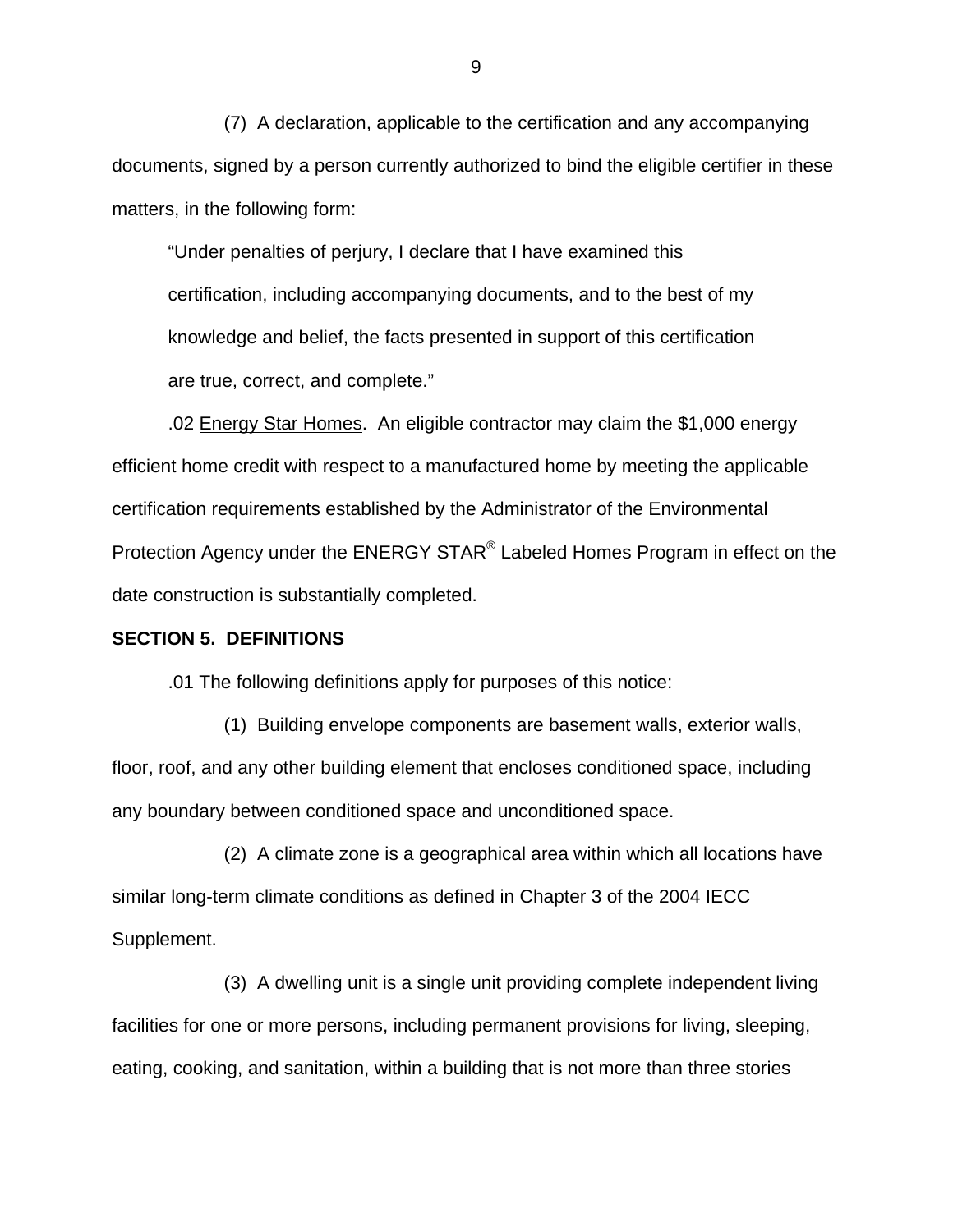(7) A declaration, applicable to the certification and any accompanying documents, signed by a person currently authorized to bind the eligible certifier in these matters, in the following form:

> "Under penalties of perjury, I declare that I have examined this certification, including accompanying documents, and to the best of my knowledge and belief, the facts presented in support of this certification are true, correct, and complete."

.02 Energy Star Homes. An eligible contractor may claim the $1,000 energy efficient home credit with respect to a manufactured home by meeting the applicable certification requirements established by the Administrator of the Environmental Protection Agency under the ENERGY STAR® Labeled Homes Program in effect on the date construction is substantially completed.

**SECTION 5. DEFINITIONS**

.01 The following definitions apply for purposes of this notice:

(1) Building envelope components are basement walls, exterior walls, floor, roof, and any other building element that encloses conditioned space, including any boundary between conditioned space and unconditioned space.

(2) A climate zone is a geographical area within which all locations have similar long-term climate conditions as defined in Chapter 3 of the 2004 IECC Supplement.

(3) A dwelling unit is a single unit providing complete independent living facilities for one or more persons, including permanent provisions for living, sleeping, eating, cooking, and sanitation, within a building that is not more than three stories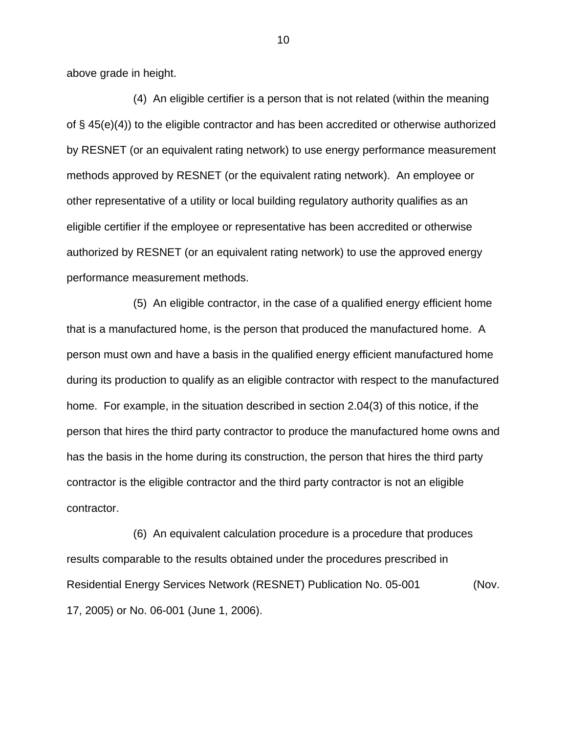above grade in height.

(4) An eligible certifier is a person that is not related (within the meaning of § 45(e)(4)) to the eligible contractor and has been accredited or otherwise authorized by RESNET (or an equivalent rating network) to use energy performance measurement methods approved by RESNET (or the equivalent rating network). An employee or other representative of a utility or local building regulatory authority qualifies as an eligible certifier if the employee or representative has been accredited or otherwise authorized by RESNET (or an equivalent rating network) to use the approved energy performance measurement methods.

(5) An eligible contractor, in the case of a qualified energy efficient home that is a manufactured home, is the person that produced the manufactured home. A person must own and have a basis in the qualified energy efficient manufactured home during its production to qualify as an eligible contractor with respect to the manufactured home. For example, in the situation described in section 2.04(3) of this notice, if the person that hires the third party contractor to produce the manufactured home owns and has the basis in the home during its construction, the person that hires the third party contractor is the eligible contractor and the third party contractor is not an eligible contractor.

(6) An equivalent calculation procedure is a procedure that produces results comparable to the results obtained under the procedures prescribed in Residential Energy Services Network (RESNET) Publication No. 05-001 (Nov. 17, 2005) or No. 06-001 (June 1, 2006).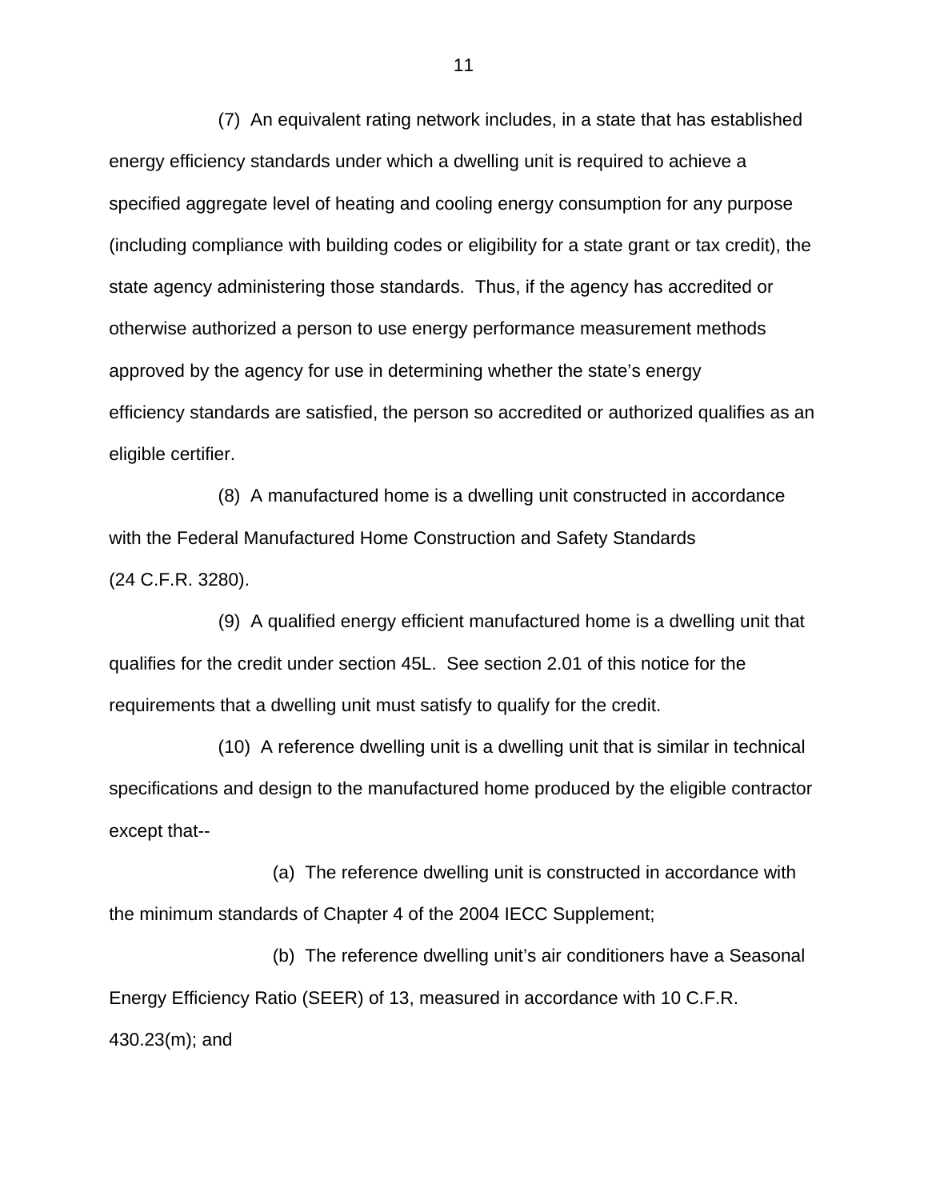(7) An equivalent rating network includes, in a state that has established energy efficiency standards under which a dwelling unit is required to achieve a specified aggregate level of heating and cooling energy consumption for any purpose (including compliance with building codes or eligibility for a state grant or tax credit), the state agency administering those standards. Thus, if the agency has accredited or otherwise authorized a person to use energy performance measurement methods approved by the agency for use in determining whether the state's energy efficiency standards are satisfied, the person so accredited or authorized qualifies as an eligible certifier.

(8) A manufactured home is a dwelling unit constructed in accordance with the Federal Manufactured Home Construction and Safety Standards (24 C.F.R. 3280).

(9) A qualified energy efficient manufactured home is a dwelling unit that qualifies for the credit under section 45L. See section 2.01 of this notice for the requirements that a dwelling unit must satisfy to qualify for the credit.

(10) A reference dwelling unit is a dwelling unit that is similar in technical specifications and design to the manufactured home produced by the eligible contractor except that--

(a) The reference dwelling unit is constructed in accordance with the minimum standards of Chapter 4 of the 2004 IECC Supplement;

(b) The reference dwelling unit's air conditioners have a Seasonal Energy Efficiency Ratio (SEER) of 13, measured in accordance with 10 C.F.R. 430.23(m); and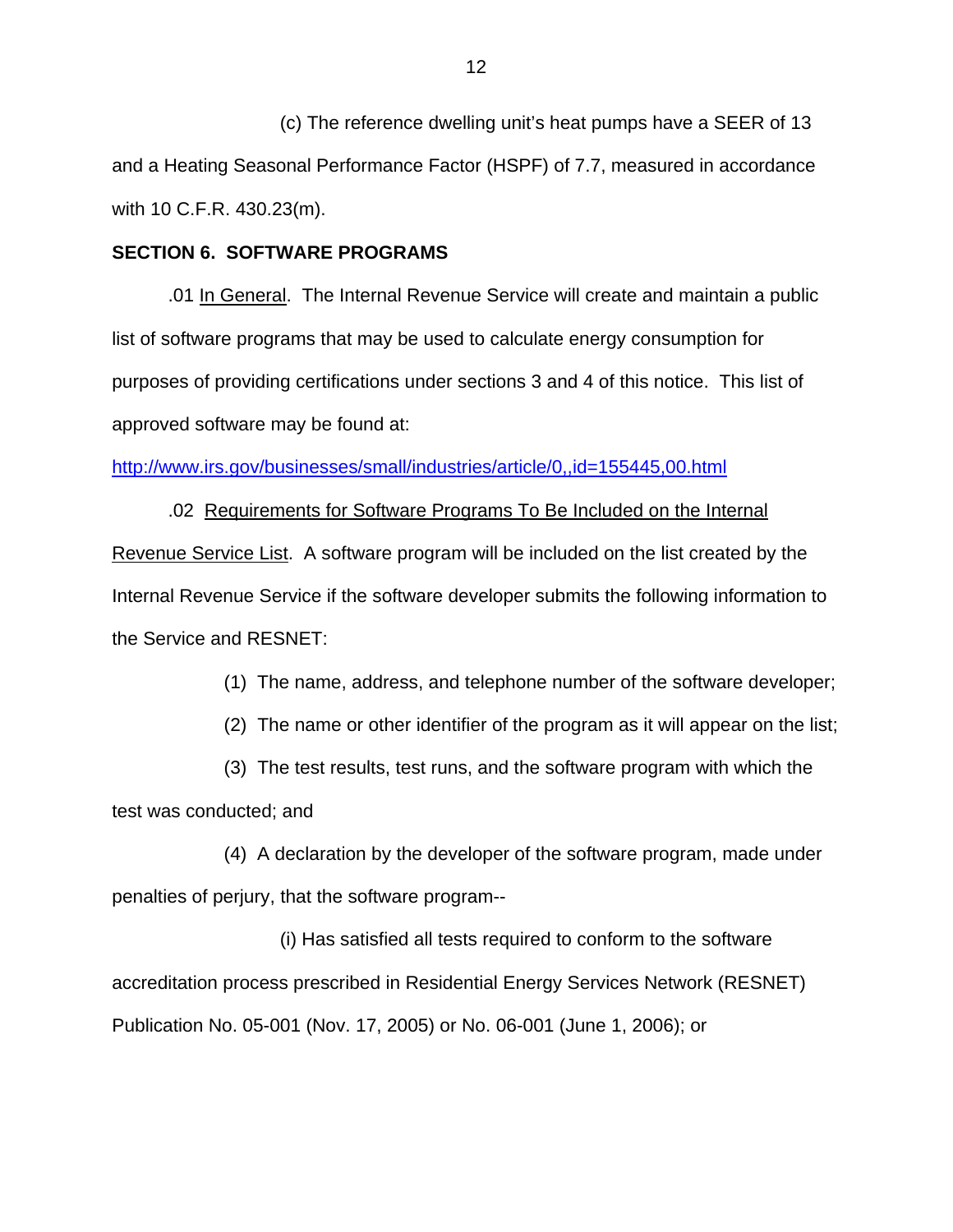(c) The reference dwelling unit's heat pumps have a SEER of 13 and a Heating Seasonal Performance Factor (HSPF) of 7.7, measured in accordance with 10 C.F.R. 430.23(m).

**SECTION 6. SOFTWARE PROGRAMS**

.01 In General. The Internal Revenue Service will create and maintain a public list of software programs that may be used to calculate energy consumption for purposes of providing certifications under sections 3 and 4 of this notice. This list of approved software may be found at:

http://www.irs.gov/businesses/small/industries/article/0,,id=155445,00.html

.02 Requirements for Software Programs To Be Included on the Internal Revenue Service List. A software program will be included on the list created by the Internal Revenue Service if the software developer submits the following information to the Service and RESNET:

(1) The name, address, and telephone number of the software developer;

(2) The name or other identifier of the program as it will appear on the list;

(3) The test results, test runs, and the software program with which the test was conducted; and

(4) A declaration by the developer of the software program, made under penalties of perjury, that the software program--

(i) Has satisfied all tests required to conform to the software accreditation process prescribed in Residential Energy Services Network (RESNET) Publication No. 05-001 (Nov. 17, 2005) or No. 06-001 (June 1, 2006); or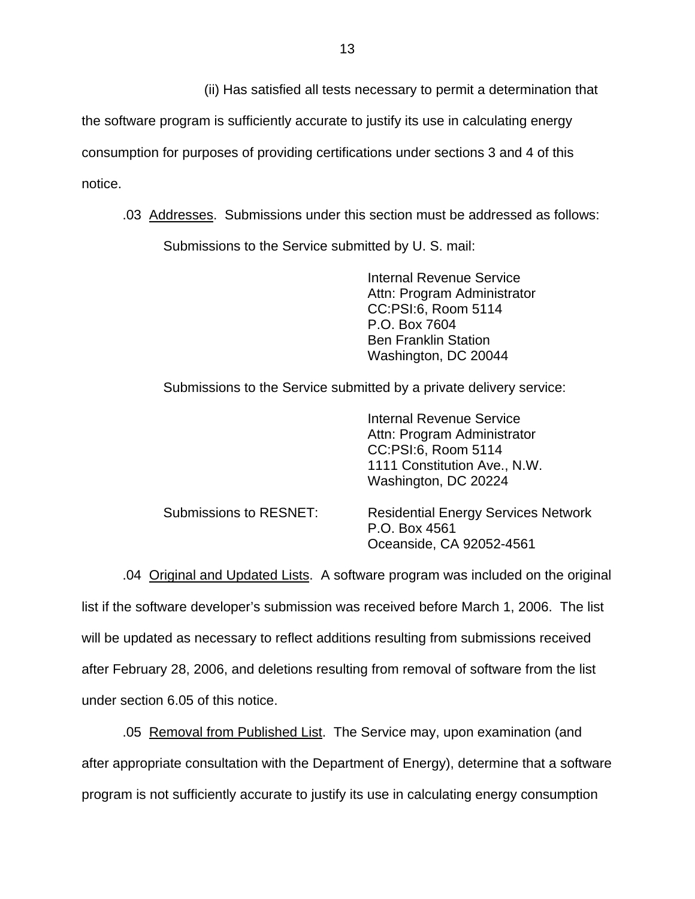(ii) Has satisfied all tests necessary to permit a determination that the software program is sufficiently accurate to justify its use in calculating energy consumption for purposes of providing certifications under sections 3 and 4 of this notice.

.03 Addresses. Submissions under this section must be addressed as follows:

Submissions to the Service submitted by U. S. mail:

Internal Revenue Service
Attn: Program Administrator
CC:PSI:6, Room 5114
P.O. Box 7604
Ben Franklin Station
Washington, DC 20044

Submissions to the Service submitted by a private delivery service:

Internal Revenue Service
Attn: Program Administrator
CC:PSI:6, Room 5114
1111 Constitution Ave., N.W.
Washington, DC 20224

Submissions to RESNET:

Residential Energy Services Network
P.O. Box 4561
Oceanside, CA 92052-4561

.04 Original and Updated Lists. A software program was included on the original list if the software developer's submission was received before March 1, 2006. The list will be updated as necessary to reflect additions resulting from submissions received after February 28, 2006, and deletions resulting from removal of software from the list under section 6.05 of this notice.

.05 Removal from Published List. The Service may, upon examination (and after appropriate consultation with the Department of Energy), determine that a software program is not sufficiently accurate to justify its use in calculating energy consumption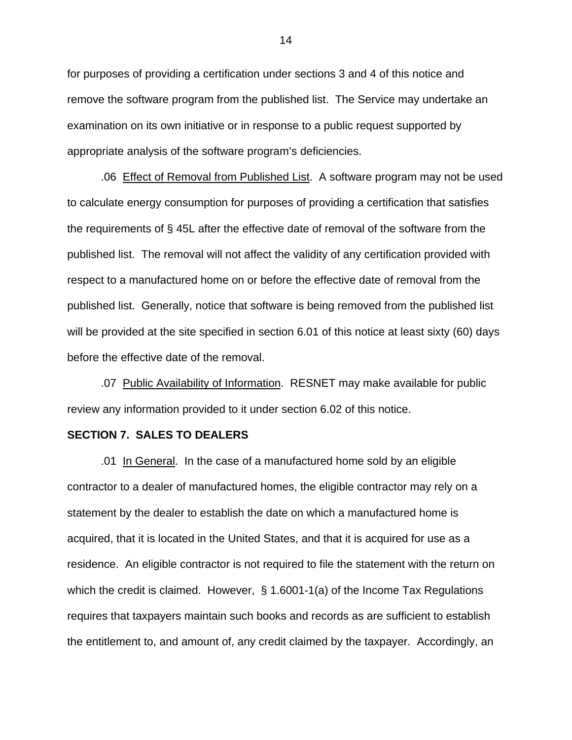for purposes of providing a certification under sections 3 and 4 of this notice and remove the software program from the published list. The Service may undertake an examination on its own initiative or in response to a public request supported by appropriate analysis of the software program's deficiencies.

.06 Effect of Removal from Published List. A software program may not be used to calculate energy consumption for purposes of providing a certification that satisfies the requirements of § 45L after the effective date of removal of the software from the published list. The removal will not affect the validity of any certification provided with respect to a manufactured home on or before the effective date of removal from the published list. Generally, notice that software is being removed from the published list will be provided at the site specified in section 6.01 of this notice at least sixty (60) days before the effective date of the removal.

.07 Public Availability of Information. RESNET may make available for public review any information provided to it under section 6.02 of this notice.

**SECTION 7. SALES TO DEALERS**

.01 In General. In the case of a manufactured home sold by an eligible contractor to a dealer of manufactured homes, the eligible contractor may rely on a statement by the dealer to establish the date on which a manufactured home is acquired, that it is located in the United States, and that it is acquired for use as a residence. An eligible contractor is not required to file the statement with the return on which the credit is claimed. However, § 1.6001-1(a) of the Income Tax Regulations requires that taxpayers maintain such books and records as are sufficient to establish the entitlement to, and amount of, any credit claimed by the taxpayer. Accordingly, an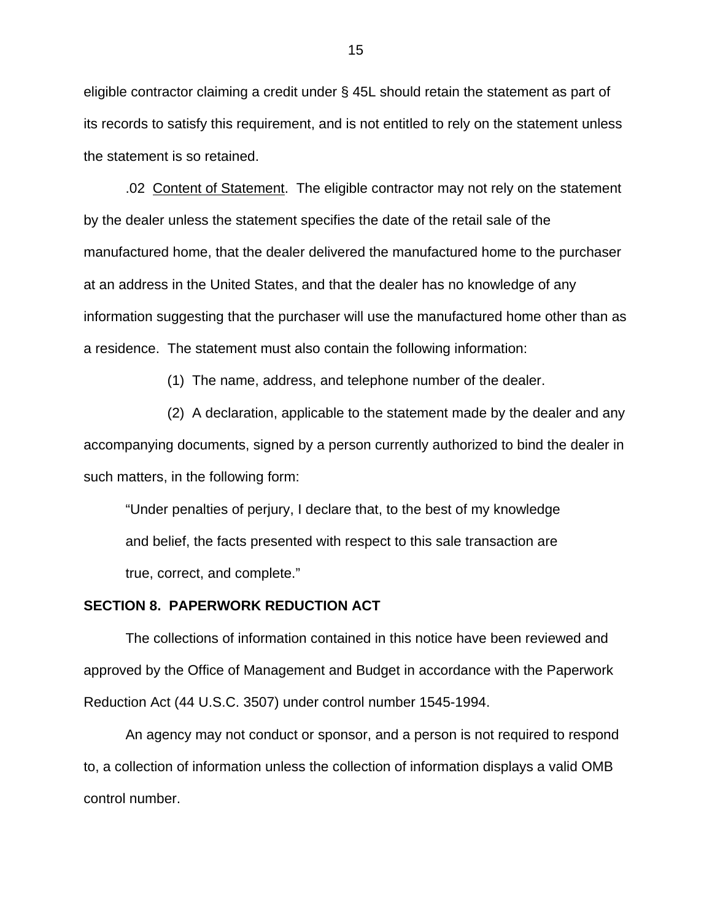eligible contractor claiming a credit under § 45L should retain the statement as part of its records to satisfy this requirement, and is not entitled to rely on the statement unless the statement is so retained.

.02 Content of Statement. The eligible contractor may not rely on the statement by the dealer unless the statement specifies the date of the retail sale of the manufactured home, that the dealer delivered the manufactured home to the purchaser at an address in the United States, and that the dealer has no knowledge of any information suggesting that the purchaser will use the manufactured home other than as a residence. The statement must also contain the following information:

(1) The name, address, and telephone number of the dealer.

(2) A declaration, applicable to the statement made by the dealer and any accompanying documents, signed by a person currently authorized to bind the dealer in such matters, in the following form:

> "Under penalties of perjury, I declare that, to the best of my knowledge and belief, the facts presented with respect to this sale transaction are true, correct, and complete."

**SECTION 8. PAPERWORK REDUCTION ACT**

The collections of information contained in this notice have been reviewed and approved by the Office of Management and Budget in accordance with the Paperwork Reduction Act (44 U.S.C. 3507) under control number 1545-1994.

An agency may not conduct or sponsor, and a person is not required to respond to, a collection of information unless the collection of information displays a valid OMB control number.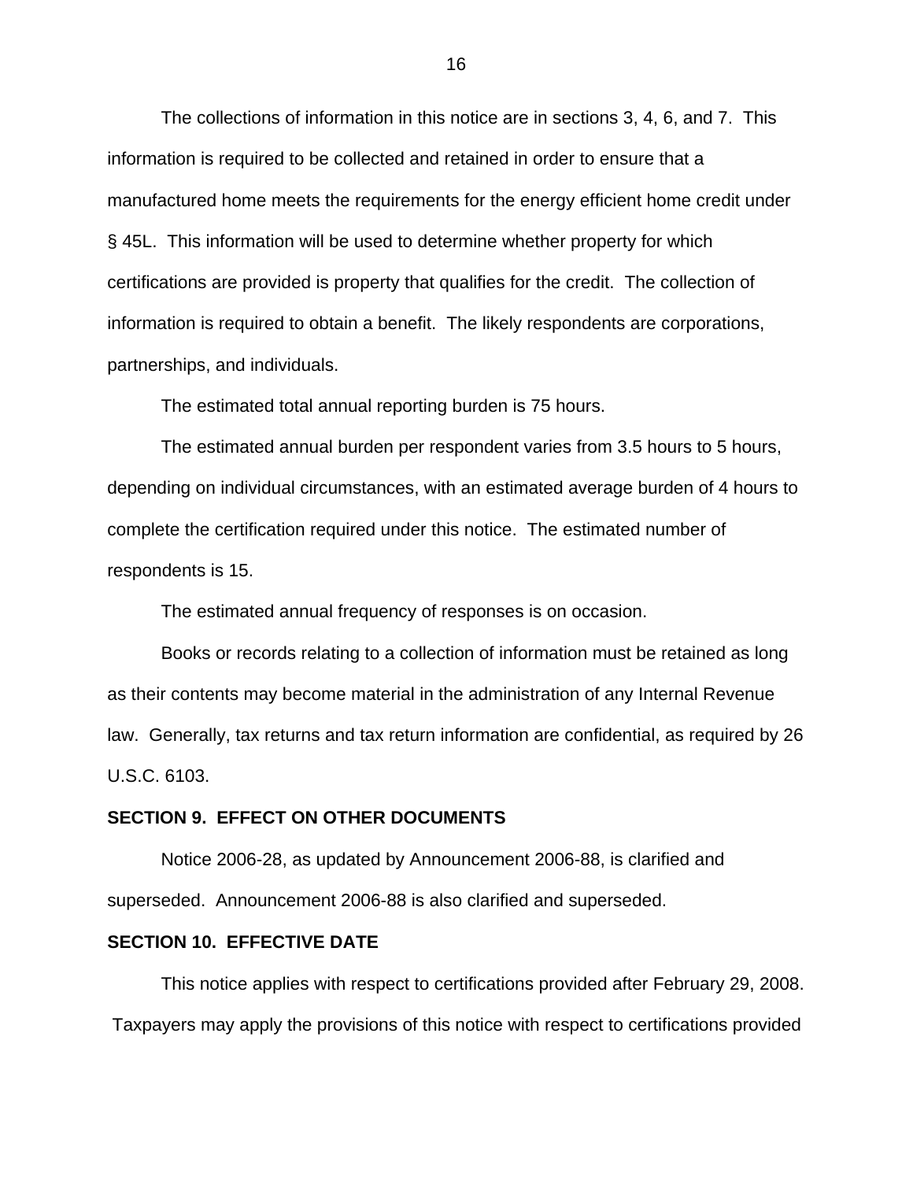The collections of information in this notice are in sections 3, 4, 6, and 7. This information is required to be collected and retained in order to ensure that a manufactured home meets the requirements for the energy efficient home credit under § 45L. This information will be used to determine whether property for which certifications are provided is property that qualifies for the credit. The collection of information is required to obtain a benefit. The likely respondents are corporations, partnerships, and individuals.

The estimated total annual reporting burden is 75 hours.

The estimated annual burden per respondent varies from 3.5 hours to 5 hours, depending on individual circumstances, with an estimated average burden of 4 hours to complete the certification required under this notice. The estimated number of respondents is 15.

The estimated annual frequency of responses is on occasion.

Books or records relating to a collection of information must be retained as long as their contents may become material in the administration of any Internal Revenue law. Generally, tax returns and tax return information are confidential, as required by 26 U.S.C. 6103.

## SECTION 9. EFFECT ON OTHER DOCUMENTS

Notice 2006-28, as updated by Announcement 2006-88, is clarified and superseded. Announcement 2006-88 is also clarified and superseded.

## SECTION 10. EFFECTIVE DATE

This notice applies with respect to certifications provided after February 29, 2008. Taxpayers may apply the provisions of this notice with respect to certifications provided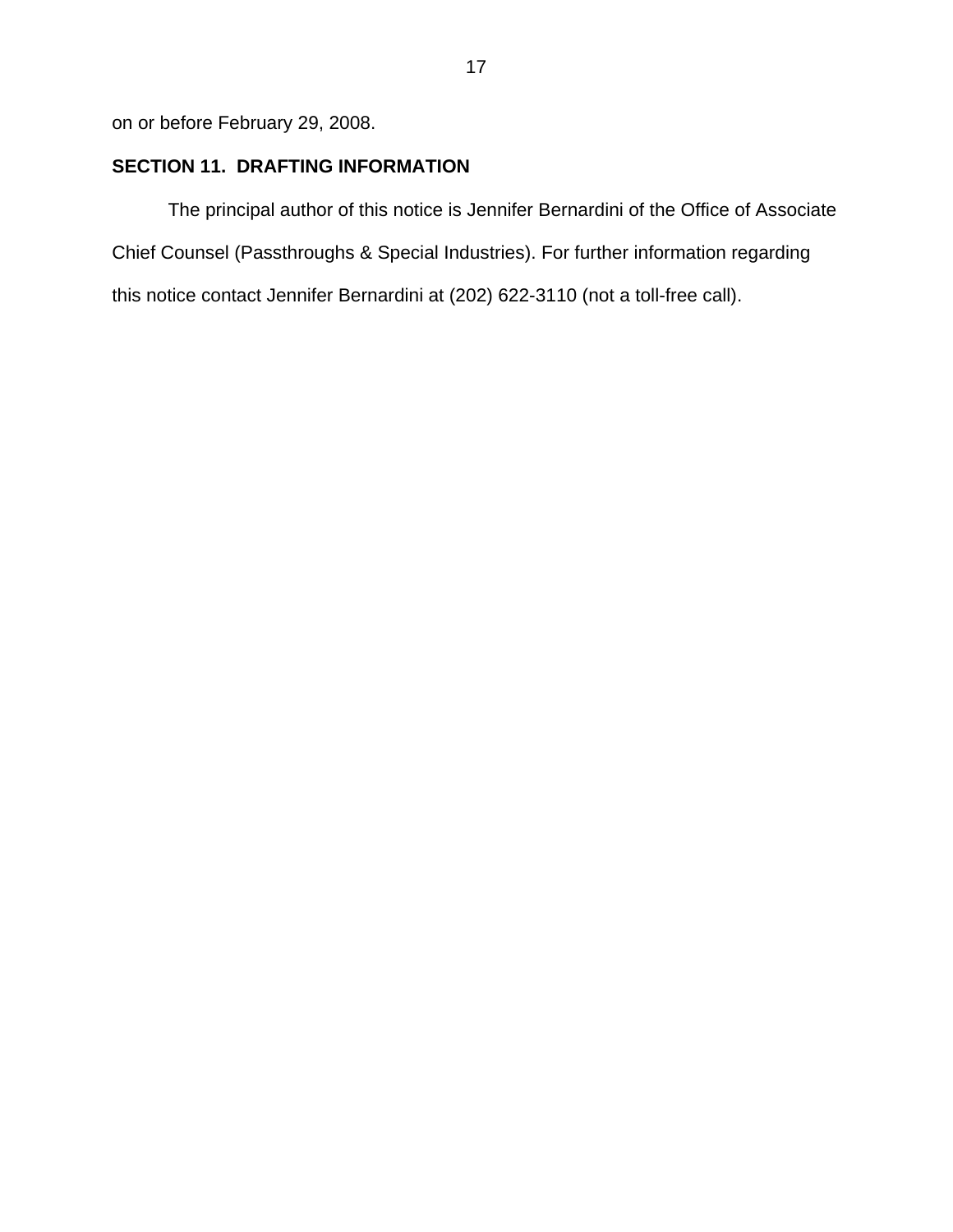on or before February 29, 2008.

## SECTION 11. DRAFTING INFORMATION

The principal author of this notice is Jennifer Bernardini of the Office of Associate Chief Counsel (Passthroughs & Special Industries). For further information regarding this notice contact Jennifer Bernardini at (202) 622-3110 (not a toll-free call).